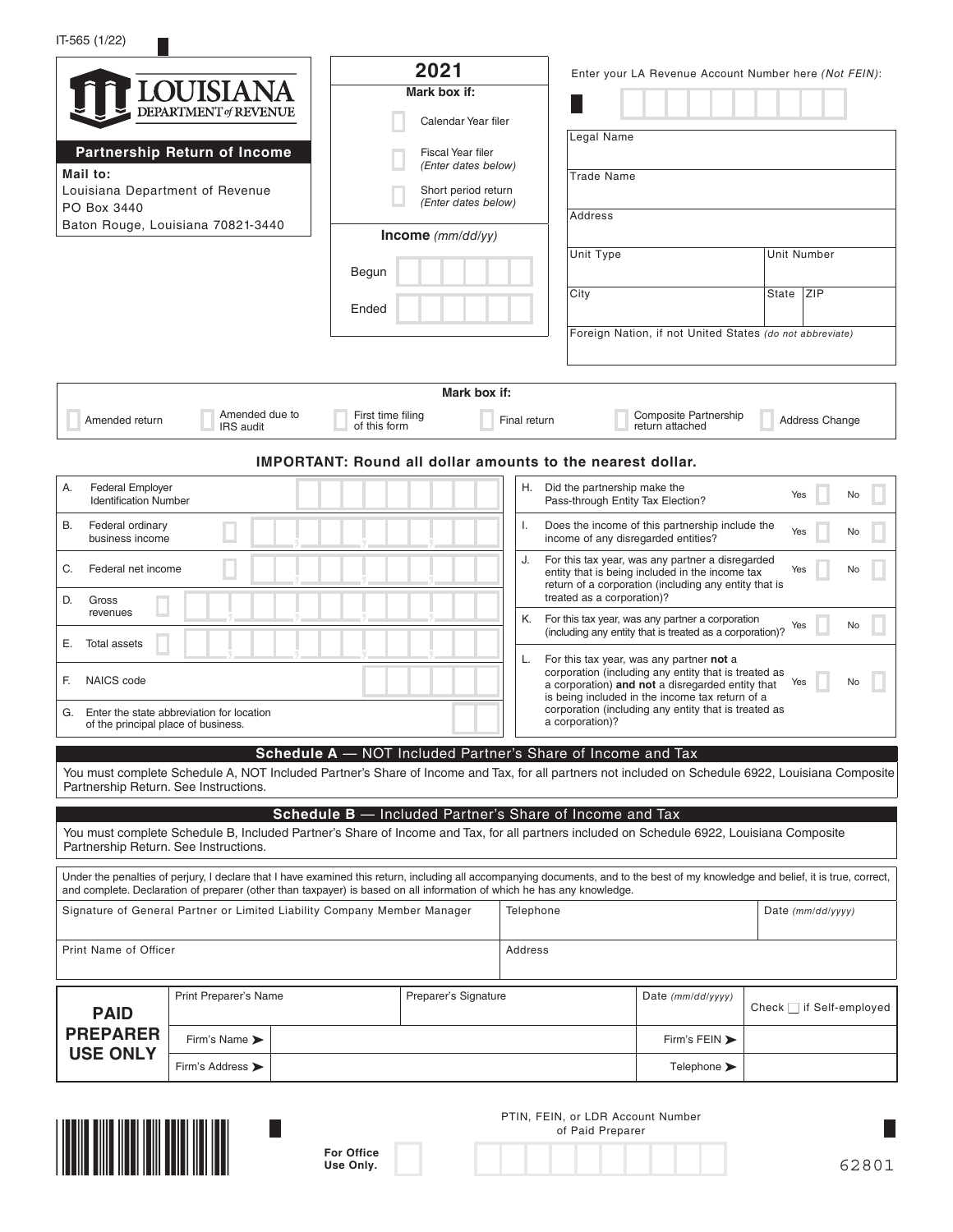IT-565 (1/22)

# LOUISIANA DEPARTMENT of REVENUE

## Partnership Return of Income

**Mail to:**
Louisiana Department of Revenue
PO Box 3440
Baton Rouge, Louisiana 70821-3440

**2021**

**Mark box if:**

- ☐ Calendar Year filer
- ☐ Fiscal Year filer *(Enter dates below)*
- ☐ Short period return *(Enter dates below)*

**Income** *(mm/dd/yy)*

Begun

Ended

Enter your LA Revenue Account Number here *(Not FEIN)*:

| | |
|---|---|
| Legal Name | |
| Trade Name | |
| Address | |
| Unit Type | Unit Number |
| City | State / ZIP |
| Foreign Nation, if not United States *(do not abbreviate)* | |

**Mark box if:**

☐ Amended return ☐ Amended due to IRS audit ☐ First time filing of this form ☐ Final return ☐ Composite Partnership return attached ☐ Address Change

**IMPORTANT: Round all dollar amounts to the nearest dollar.**

| | | |
|---|---|---|
| A. | Federal Employer Identification Number | |
| B. | Federal ordinary business income | |
| C. | Federal net income | |
| D. | Gross revenues | |
| E. | Total assets | |
| F. | NAICS code | |
| G. | Enter the state abbreviation for location of the principal place of business. | |

| | | | |
|---|---|---|---|
| H. | Did the partnership make the Pass-through Entity Tax Election? | Yes ☐ | No ☐ |
| I. | Does the income of this partnership include the income of any disregarded entities? | Yes ☐ | No ☐ |
| J. | For this tax year, was any partner a disregarded entity that is being included in the income tax return of a corporation (including any entity that is treated as a corporation)? | Yes ☐ | No ☐ |
| K. | For this tax year, was any partner a corporation (including any entity that is treated as a corporation)? | Yes ☐ | No ☐ |
| L. | For this tax year, was any partner **not** a corporation (including any entity that is treated as a corporation) **and not** a disregarded entity that is being included in the income tax return of a corporation (including any entity that is treated as a corporation)? | Yes ☐ | No ☐ |

### Schedule A — NOT Included Partner's Share of Income and Tax

You must complete Schedule A, NOT Included Partner's Share of Income and Tax, for all partners not included on Schedule 6922, Louisiana Composite Partnership Return. See Instructions.

### Schedule B — Included Partner's Share of Income and Tax

You must complete Schedule B, Included Partner's Share of Income and Tax, for all partners included on Schedule 6922, Louisiana Composite Partnership Return. See Instructions.

Under the penalties of perjury, I declare that I have examined this return, including all accompanying documents, and to the best of my knowledge and belief, it is true, correct, and complete. Declaration of preparer (other than taxpayer) is based on all information of which he has any knowledge.

| | | |
|---|---|---|
| Signature of General Partner or Limited Liability Company Member Manager | Telephone | Date *(mm/dd/yyyy)* |
| Print Name of Officer | Address | |

| | | | | |
|---|---|---|---|---|
| **PAID PREPARER USE ONLY** | Print Preparer's Name | Preparer's Signature | Date *(mm/dd/yyyy)* | Check ☐ if Self-employed |
| | Firm's Name ➤ | | Firm's FEIN ➤ | |
| | Firm's Address ➤ | | Telephone ➤ | |

**For Office Use Only.**

PTIN, FEIN, or LDR Account Number of Paid Preparer

62801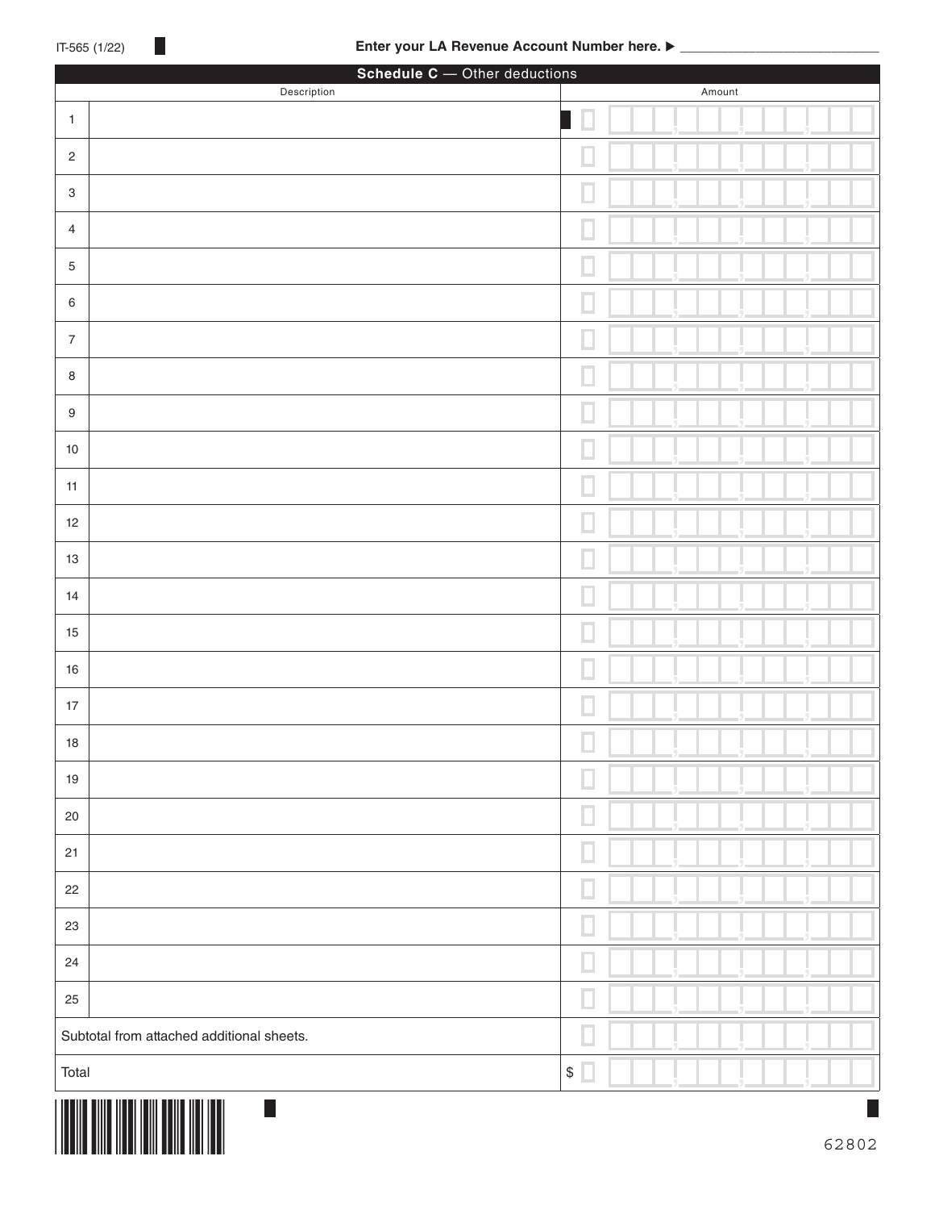IT-565 (1/22)

**Enter your LA Revenue Account Number here.** ▶ ___________________________

## Schedule C — Other deductions

| | Description | Amount |
|---|---|---|
| 1 | | |
| 2 | | |
| 3 | | |
| 4 | | |
| 5 | | |
| 6 | | |
| 7 | | |
| 8 | | |
| 9 | | |
| 10 | | |
| 11 | | |
| 12 | | |
| 13 | | |
| 14 | | |
| 15 | | |
| 16 | | |
| 17 | | |
| 18 | | |
| 19 | | |
| 20 | | |
| 21 | | |
| 22 | | |
| 23 | | |
| 24 | | |
| 25 | | |
| Subtotal from attached additional sheets. | | |
| Total | | $ |

62802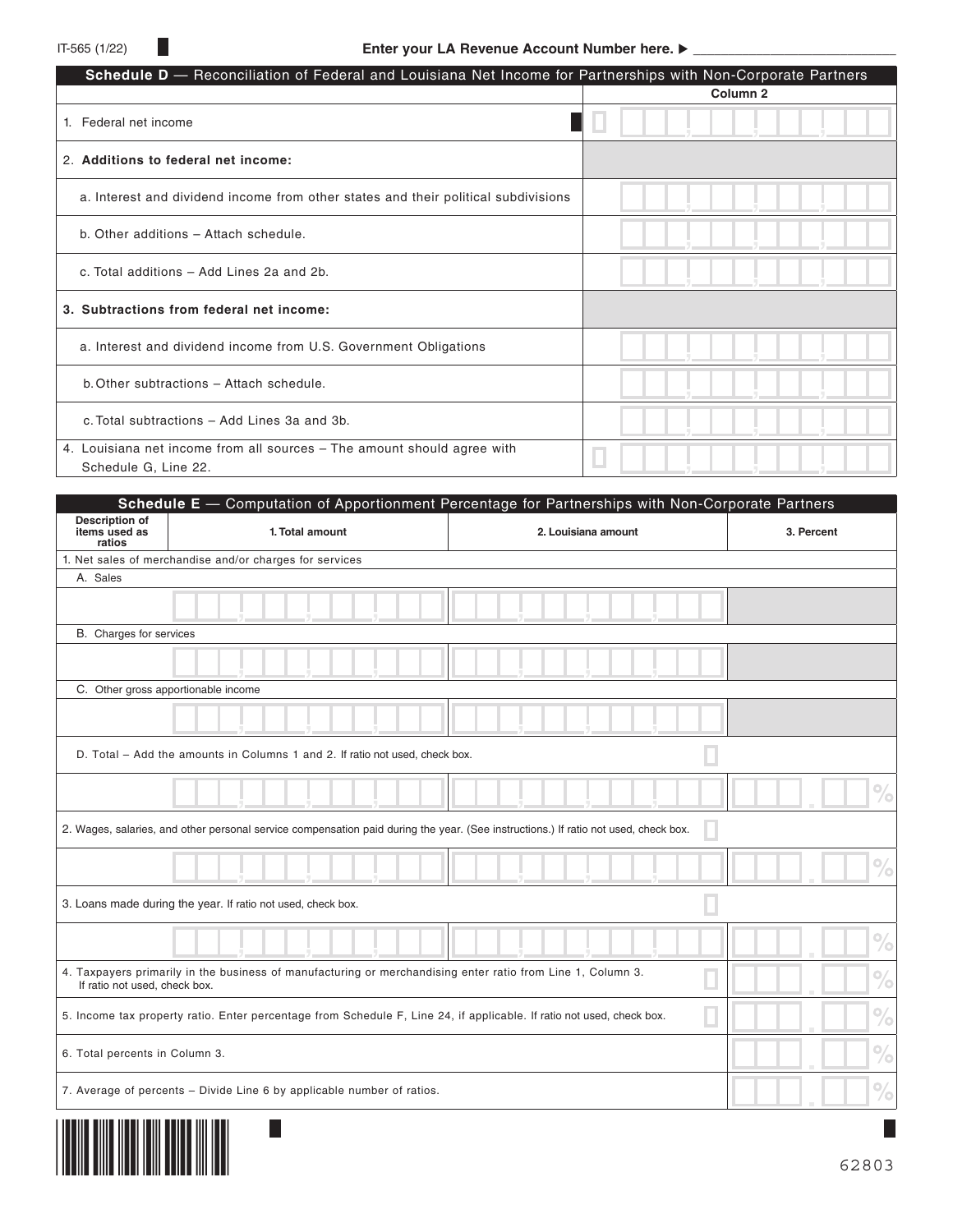IT-565 (1/22)

Enter your LA Revenue Account Number here. ▶ ___________________________

## Schedule D — Reconciliation of Federal and Louisiana Net Income for Partnerships with Non-Corporate Partners

| | Column 2 |
|---|---|
| 1. Federal net income | |
| 2. **Additions to federal net income:** | |
| a. Interest and dividend income from other states and their political subdivisions | |
| b. Other additions – Attach schedule. | |
| c. Total additions – Add Lines 2a and 2b. | |
| 3. **Subtractions from federal net income:** | |
| a. Interest and dividend income from U.S. Government Obligations | |
| b. Other subtractions – Attach schedule. | |
| c. Total subtractions – Add Lines 3a and 3b. | |
| 4. Louisiana net income from all sources – The amount should agree with Schedule G, Line 22. | |

## Schedule E — Computation of Apportionment Percentage for Partnerships with Non-Corporate Partners

| Description of items used as ratios | 1. Total amount | 2. Louisiana amount | 3. Percent |
|---|---|---|---|
| 1. Net sales of merchandise and/or charges for services | | | |
| A. Sales | | | |
| B. Charges for services | | | |
| C. Other gross apportionable income | | | |
| D. Total – Add the amounts in Columns 1 and 2. If ratio not used, check box. | | | . % |
| 2. Wages, salaries, and other personal service compensation paid during the year. (See instructions.) If ratio not used, check box. | | | . % |
| 3. Loans made during the year. If ratio not used, check box. | | | . % |
| 4. Taxpayers primarily in the business of manufacturing or merchandising enter ratio from Line 1, Column 3. If ratio not used, check box. | | | . % |
| 5. Income tax property ratio. Enter percentage from Schedule F, Line 24, if applicable. If ratio not used, check box. | | | . % |
| 6. Total percents in Column 3. | | | . % |
| 7. Average of percents – Divide Line 6 by applicable number of ratios. | | | . % |

62803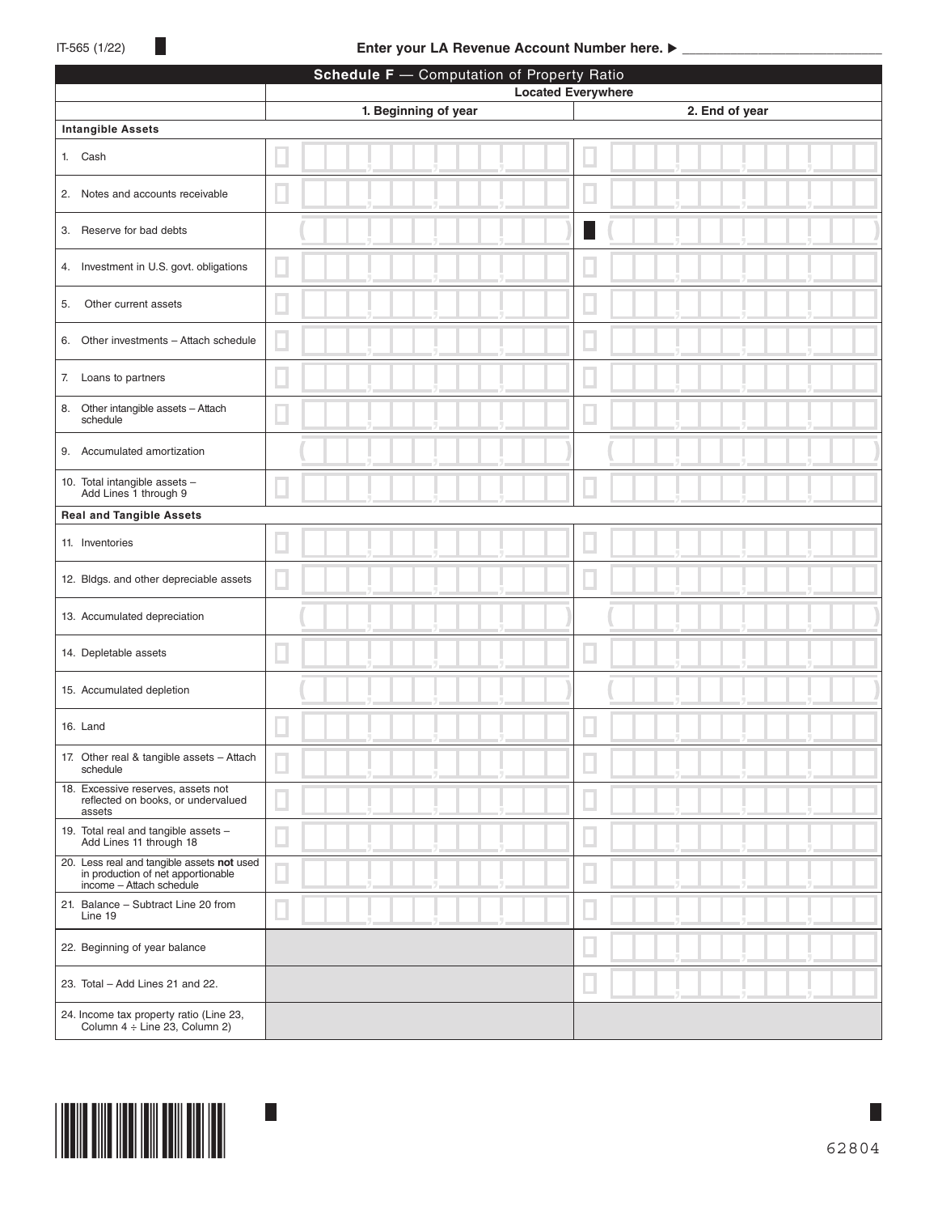IT-565 (1/22)

Enter your LA Revenue Account Number here. ▶ ___________________________

| Schedule F — Computation of Property Ratio | | |
|---|---|---|
| | Located Everywhere | |
| | 1. Beginning of year | 2. End of year |
| **Intangible Assets** | | |
| 1. Cash | | |
| 2. Notes and accounts receivable | | |
| 3. Reserve for bad debts | ( ) | ( ) |
| 4. Investment in U.S. govt. obligations | | |
| 5. Other current assets | | |
| 6. Other investments – Attach schedule | | |
| 7. Loans to partners | | |
| 8. Other intangible assets – Attach schedule | | |
| 9. Accumulated amortization | ( ) | ( ) |
| 10. Total intangible assets – Add Lines 1 through 9 | | |
| **Real and Tangible Assets** | | |
| 11. Inventories | | |
| 12. Bldgs. and other depreciable assets | | |
| 13. Accumulated depreciation | ( ) | ( ) |
| 14. Depletable assets | | |
| 15. Accumulated depletion | ( ) | ( ) |
| 16. Land | | |
| 17. Other real & tangible assets – Attach schedule | | |
| 18. Excessive reserves, assets not reflected on books, or undervalued assets | | |
| 19. Total real and tangible assets – Add Lines 11 through 18 | | |
| 20. Less real and tangible assets **not** used in production of net apportionable income – Attach schedule | | |
| 21. Balance – Subtract Line 20 from Line 19 | | |
| 22. Beginning of year balance | | |
| 23. Total – Add Lines 21 and 22. | | |
| 24. Income tax property ratio (Line 23, Column 4 ÷ Line 23, Column 2) | | |

62804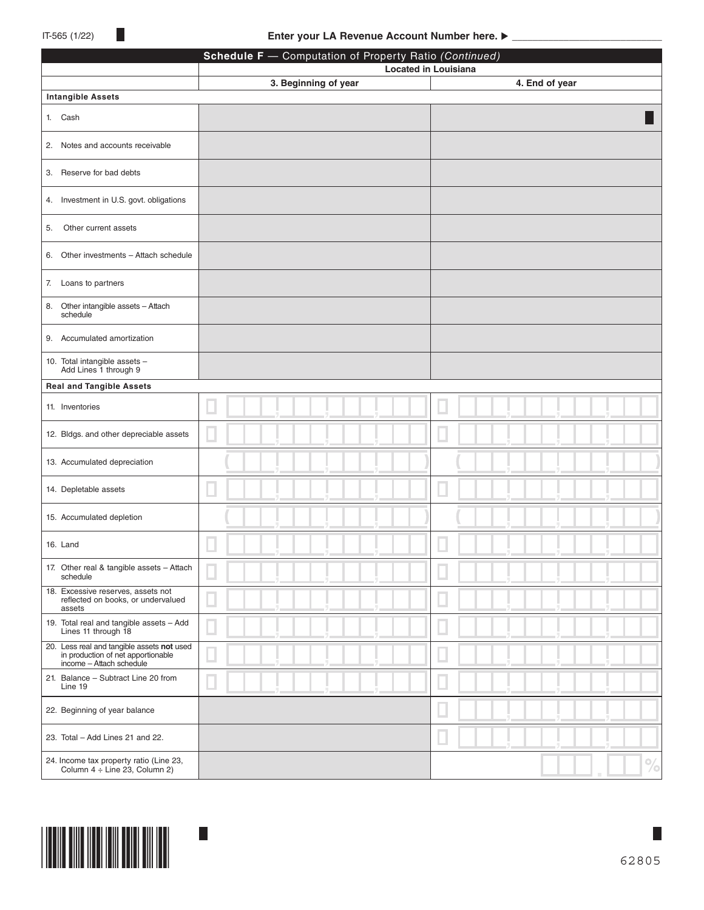IT-565 (1/22)

**Enter your LA Revenue Account Number here. ▶** ____________________

## Schedule F — Computation of Property Ratio *(Continued)*

| | Located in Louisiana | |
|---|---|---|
| | **3. Beginning of year** | **4. End of year** |
| **Intangible Assets** | | |
| 1. Cash | | |
| 2. Notes and accounts receivable | | |
| 3. Reserve for bad debts | | |
| 4. Investment in U.S. govt. obligations | | |
| 5. Other current assets | | |
| 6. Other investments – Attach schedule | | |
| 7. Loans to partners | | |
| 8. Other intangible assets – Attach schedule | | |
| 9. Accumulated amortization | | |
| 10. Total intangible assets – Add Lines 1 through 9 | | |
| **Real and Tangible Assets** | | |
| 11. Inventories | | |
| 12. Bldgs. and other depreciable assets | | |
| 13. Accumulated depreciation | ( ) | ( ) |
| 14. Depletable assets | | |
| 15. Accumulated depletion | ( ) | ( ) |
| 16. Land | | |
| 17. Other real & tangible assets – Attach schedule | | |
| 18. Excessive reserves, assets not reflected on books, or undervalued assets | | |
| 19. Total real and tangible assets – Add Lines 11 through 18 | | |
| 20. Less real and tangible assets **not** used in production of net apportionable income – Attach schedule | | |
| 21. Balance – Subtract Line 20 from Line 19 | | |
| 22. Beginning of year balance | | |
| 23. Total – Add Lines 21 and 22. | | |
| 24. Income tax property ratio (Line 23, Column 4 ÷ Line 23, Column 2) | | . % |

62805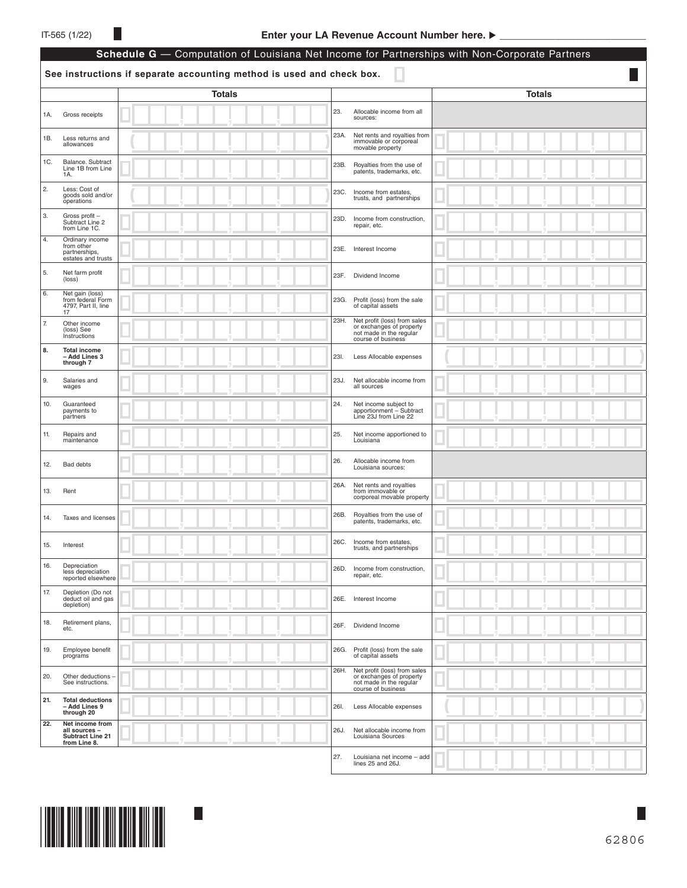IT-565 (1/22)

**Enter your LA Revenue Account Number here. ▶** ____________________

## Schedule G — Computation of Louisiana Net Income for Partnerships with Non-Corporate Partners

**See instructions if separate accounting method is used and check box.** ☐

| | | Totals |
|---|---|---|
| 1A. | Gross receipts | |
| 1B. | Less returns and allowances | ( ) |
| 1C. | Balance. Subtract Line 1B from Line 1A. | |
| 2. | Less: Cost of goods sold and/or operations | ( ) |
| 3. | Gross profit – Subtract Line 2 from Line 1C. | |
| 4. | Ordinary income from other partnerships, estates and trusts | |
| 5. | Net farm profit (loss) | |
| 6. | Net gain (loss) from federal Form 4797, Part II, line 17 | |
| 7. | Other income (loss) See Instructions | |
| **8.** | **Total income – Add Lines 3 through 7** | |
| 9. | Salaries and wages | |
| 10. | Guaranteed payments to partners | |
| 11. | Repairs and maintenance | |
| 12. | Bad debts | |
| 13. | Rent | |
| 14. | Taxes and licenses | |
| 15. | Interest | |
| 16. | Depreciation less depreciation reported elsewhere | |
| 17. | Depletion (Do not deduct oil and gas depletion) | |
| 18. | Retirement plans, etc. | |
| 19. | Employee benefit programs | |
| 20. | Other deductions – See instructions. | |
| **21.** | **Total deductions – Add Lines 9 through 20** | |
| **22.** | **Net income from all sources – Subtract Line 21 from Line 8.** | |

| | | Totals |
|---|---|---|
| 23. | Allocable income from all sources: | |
| 23A. | Net rents and royalties from immovable or corporeal movable property | |
| 23B. | Royalties from the use of patents, trademarks, etc. | |
| 23C. | Income from estates, trusts, and partnerships | |
| 23D. | Income from construction, repair, etc. | |
| 23E. | Interest Income | |
| 23F. | Dividend Income | |
| 23G. | Profit (loss) from the sale of capital assets | |
| 23H. | Net profit (loss) from sales or exchanges of property not made in the regular course of business | |
| 23I. | Less Allocable expenses | ( ) |
| 23J. | Net allocable income from all sources | |
| 24. | Net income subject to apportionment – Subtract Line 23J from Line 22 | |
| 25. | Net income apportioned to Louisiana | |
| 26. | Allocable income from Louisiana sources: | |
| 26A. | Net rents and royalties from immovable or corporeal movable property | |
| 26B. | Royalties from the use of patents, trademarks, etc. | |
| 26C. | Income from estates, trusts, and partnerships | |
| 26D. | Income from construction, repair, etc. | |
| 26E. | Interest Income | |
| 26F. | Dividend Income | |
| 26G. | Profit (loss) from the sale of capital assets | |
| 26H. | Net profit (loss) from sales or exchanges of property not made in the regular course of business | |
| 26I. | Less Allocable expenses | ( ) |
| 26J. | Net allocable income from Louisiana Sources | |
| 27. | Louisiana net income – add lines 25 and 26J. | |

62806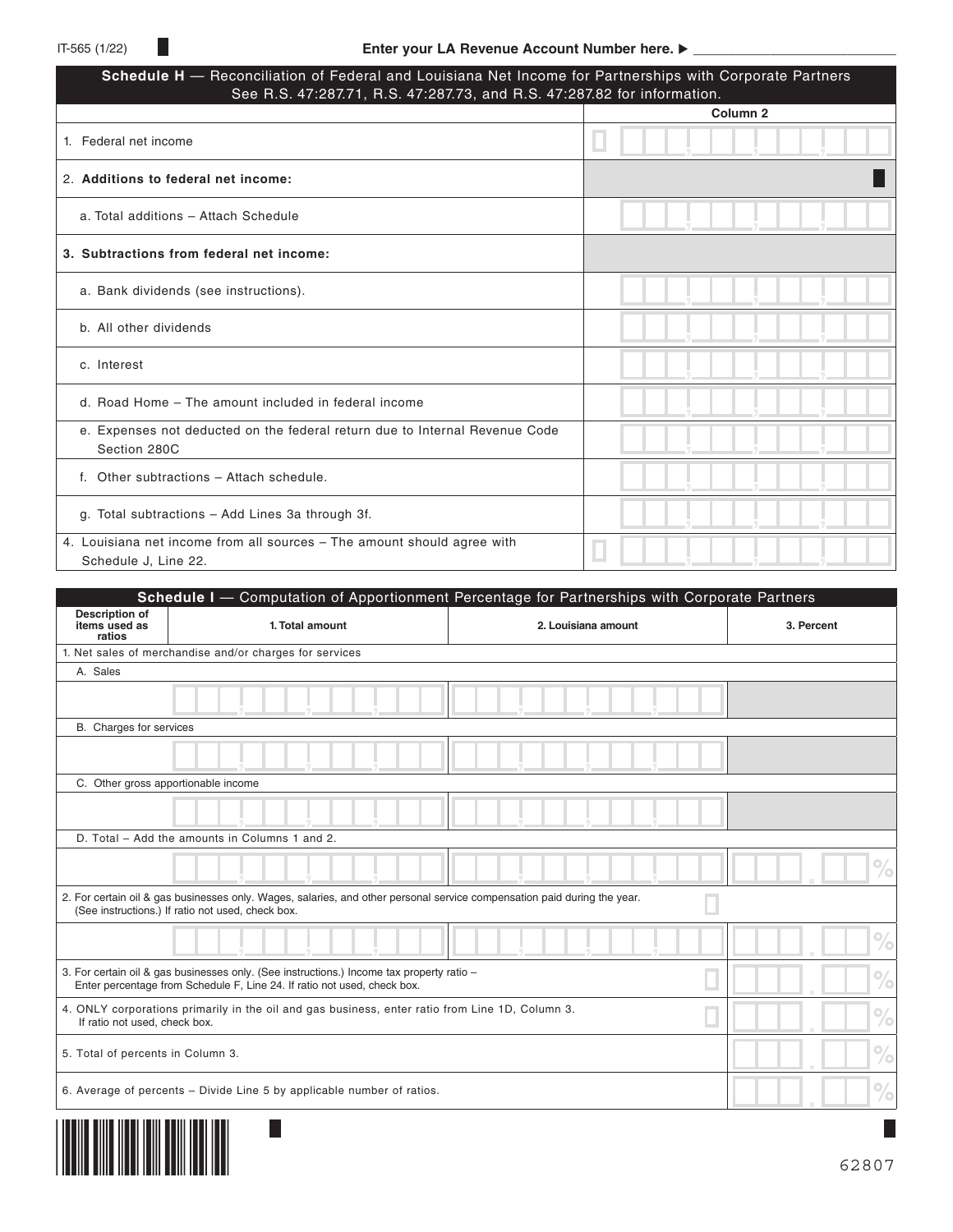IT-565 (1/22)

**Enter your LA Revenue Account Number here.** ▶ ___________________________

## Schedule H — Reconciliation of Federal and Louisiana Net Income for Partnerships with Corporate Partners

See R.S. 47:287.71, R.S. 47:287.73, and R.S. 47:287.82 for information.

| | Column 2 |
|---|---|
| 1. Federal net income | |
| 2. **Additions to federal net income:** | |
| a. Total additions – Attach Schedule | |
| **3. Subtractions from federal net income:** | |
| a. Bank dividends (see instructions). | |
| b. All other dividends | |
| c. Interest | |
| d. Road Home – The amount included in federal income | |
| e. Expenses not deducted on the federal return due to Internal Revenue Code Section 280C | |
| f. Other subtractions – Attach schedule. | |
| g. Total subtractions – Add Lines 3a through 3f. | |
| 4. Louisiana net income from all sources – The amount should agree with Schedule J, Line 22. | |

## Schedule I — Computation of Apportionment Percentage for Partnerships with Corporate Partners

| Description of items used as ratios | 1. Total amount | 2. Louisiana amount | 3. Percent |
|---|---|---|---|
| 1. Net sales of merchandise and/or charges for services | | | |
| A. Sales | | | |
| B. Charges for services | | | |
| C. Other gross apportionable income | | | |
| D. Total – Add the amounts in Columns 1 and 2. | | | % |
| 2. For certain oil & gas businesses only. Wages, salaries, and other personal service compensation paid during the year. (See instructions.) If ratio not used, check box. ☐ | | | % |
| 3. For certain oil & gas businesses only. (See instructions.) Income tax property ratio – Enter percentage from Schedule F, Line 24. If ratio not used, check box. ☐ | | | % |
| 4. ONLY corporations primarily in the oil and gas business, enter ratio from Line 1D, Column 3. If ratio not used, check box. ☐ | | | % |
| 5. Total of percents in Column 3. | | | % |
| 6. Average of percents – Divide Line 5 by applicable number of ratios. | | | % |

62807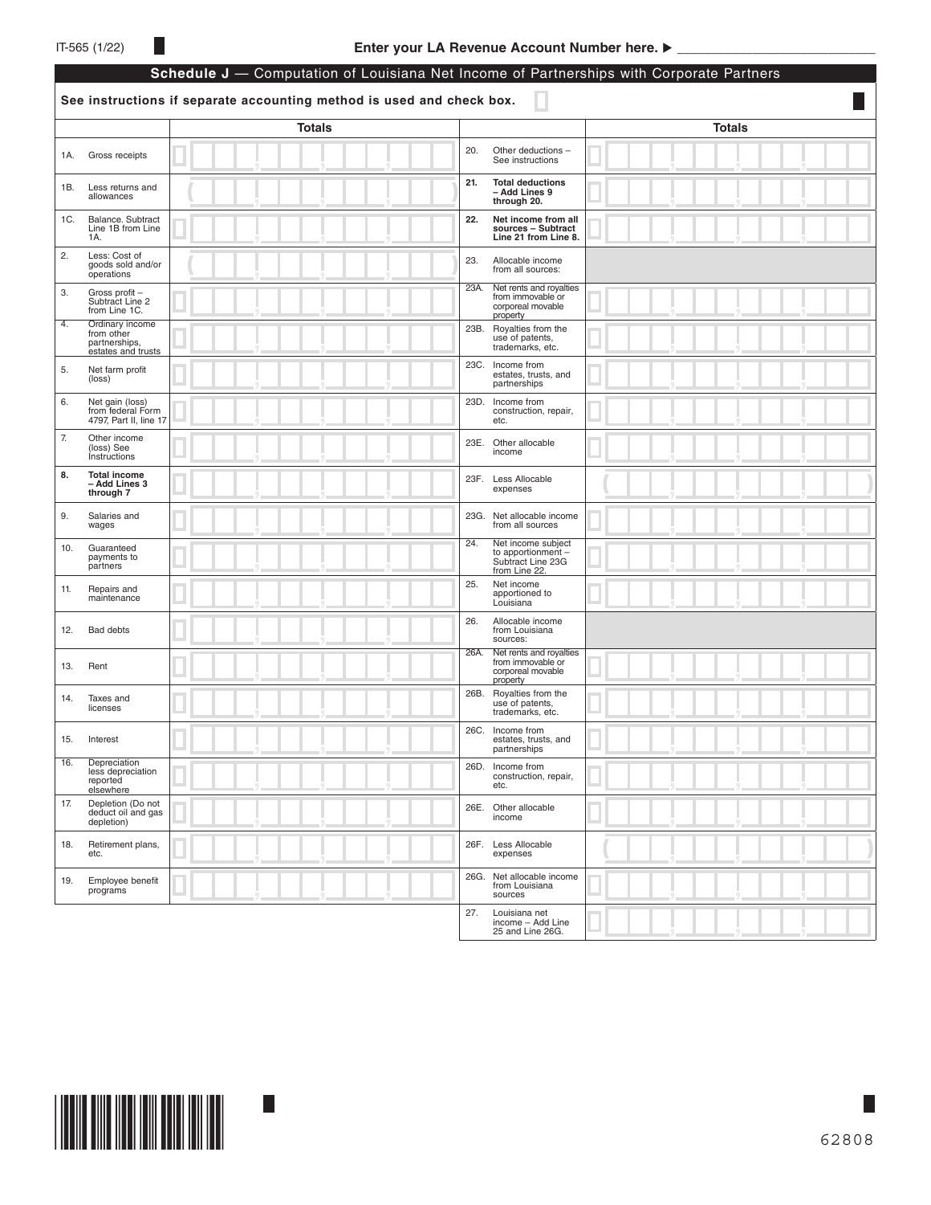IT-565 (1/22)

**Enter your LA Revenue Account Number here.** ▶ ____________________

## Schedule J — Computation of Louisiana Net Income of Partnerships with Corporate Partners

**See instructions if separate accounting method is used and check box.** ☐

| | | Totals |
|---|---|---|
| 1A. | Gross receipts | |
| 1B. | Less returns and allowances | ( ) |
| 1C. | Balance. Subtract Line 1B from Line 1A. | |
| 2. | Less: Cost of goods sold and/or operations | ( ) |
| 3. | Gross profit – Subtract Line 2 from Line 1C. | |
| 4. | Ordinary income from other partnerships, estates and trusts | |
| 5. | Net farm profit (loss) | |
| 6. | Net gain (loss) from federal Form 4797, Part II, line 17 | |
| 7. | Other income (loss) See Instructions | |
| **8.** | **Total income – Add Lines 3 through 7** | |
| 9. | Salaries and wages | |
| 10. | Guaranteed payments to partners | |
| 11. | Repairs and maintenance | |
| 12. | Bad debts | |
| 13. | Rent | |
| 14. | Taxes and licenses | |
| 15. | Interest | |
| 16. | Depreciation less depreciation reported elsewhere | |
| 17. | Depletion (Do not deduct oil and gas depletion) | |
| 18. | Retirement plans, etc. | |
| 19. | Employee benefit programs | |
| 20. | Other deductions – See instructions | |
| **21.** | **Total deductions – Add Lines 9 through 20.** | |
| **22.** | **Net income from all sources – Subtract Line 21 from Line 8.** | |
| 23. | Allocable income from all sources: | |
| 23A. | Net rents and royalties from immovable or corporeal movable property | |
| 23B. | Royalties from the use of patents, trademarks, etc. | |
| 23C. | Income from estates, trusts, and partnerships | |
| 23D. | Income from construction, repair, etc. | |
| 23E. | Other allocable income | |
| 23F. | Less Allocable expenses | ( ) |
| 23G. | Net allocable income from all sources | |
| 24. | Net income subject to apportionment – Subtract Line 23G from Line 22. | |
| 25. | Net income apportioned to Louisiana | |
| 26. | Allocable income from Louisiana sources: | |
| 26A. | Net rents and royalties from immovable or corporeal movable property | |
| 26B. | Royalties from the use of patents, trademarks, etc. | |
| 26C. | Income from estates, trusts, and partnerships | |
| 26D. | Income from construction, repair, etc. | |
| 26E. | Other allocable income | |
| 26F. | Less Allocable expenses | ( ) |
| 26G. | Net allocable income from Louisiana sources | |
| 27. | Louisiana net income – Add Line 25 and Line 26G. | |

62808